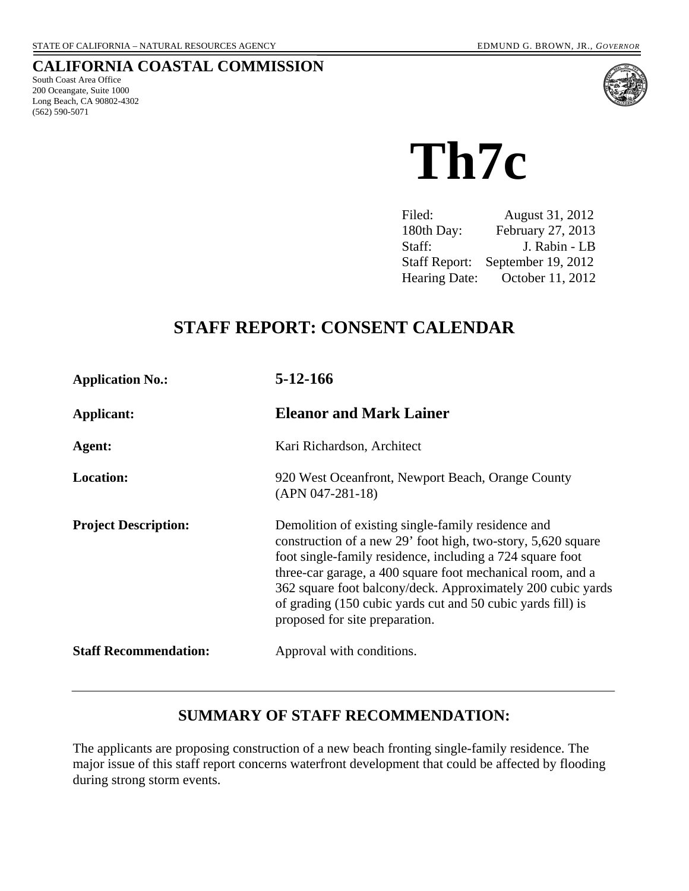STATE OF CALIFORNIA – NATURAL RESOURCES AGENCY EDMUND G. BROWN, JR., *GOVERNOR*

**CALIFORNIA COASTAL COMMISSION**
South Coast Area Office
200 Oceangate, Suite 1000
Long Beach, CA 90802-4302
(562) 590-5071

# Th7c

| | |
|---|---|
| Filed: | August 31, 2012 |
| 180th Day: | February 27, 2013 |
| Staff: | J. Rabin - LB |
| Staff Report: | September 19, 2012 |
| Hearing Date: | October 11, 2012 |

## STAFF REPORT: CONSENT CALENDAR

| | |
|---|---|
| **Application No.:** | **5-12-166** |
| **Applicant:** | **Eleanor and Mark Lainer** |
| **Agent:** | Kari Richardson, Architect |
| **Location:** | 920 West Oceanfront, Newport Beach, Orange County (APN 047-281-18) |
| **Project Description:** | Demolition of existing single-family residence and construction of a new 29' foot high, two-story, 5,620 square foot single-family residence, including a 724 square foot three-car garage, a 400 square foot mechanical room, and a 362 square foot balcony/deck. Approximately 200 cubic yards of grading (150 cubic yards cut and 50 cubic yards fill) is proposed for site preparation. |
| **Staff Recommendation:** | Approval with conditions. |

---

## SUMMARY OF STAFF RECOMMENDATION:

The applicants are proposing construction of a new beach fronting single-family residence. The major issue of this staff report concerns waterfront development that could be affected by flooding during strong storm events.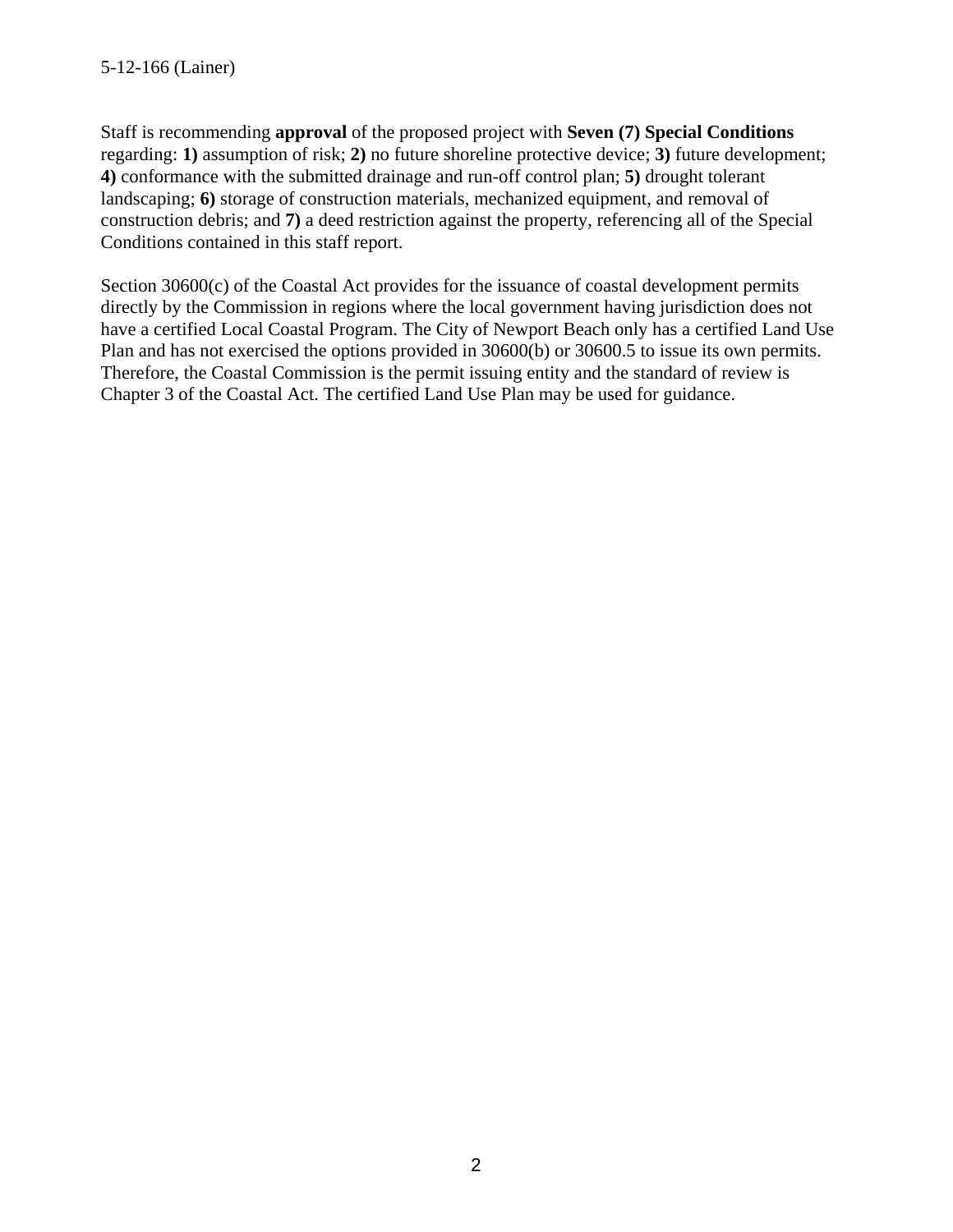Staff is recommending **approval** of the proposed project with **Seven (7) Special Conditions** regarding: **1)** assumption of risk; **2)** no future shoreline protective device; **3)** future development; **4)** conformance with the submitted drainage and run-off control plan; **5)** drought tolerant landscaping; **6)** storage of construction materials, mechanized equipment, and removal of construction debris; and **7)** a deed restriction against the property, referencing all of the Special Conditions contained in this staff report.

Section 30600(c) of the Coastal Act provides for the issuance of coastal development permits directly by the Commission in regions where the local government having jurisdiction does not have a certified Local Coastal Program. The City of Newport Beach only has a certified Land Use Plan and has not exercised the options provided in 30600(b) or 30600.5 to issue its own permits. Therefore, the Coastal Commission is the permit issuing entity and the standard of review is Chapter 3 of the Coastal Act. The certified Land Use Plan may be used for guidance.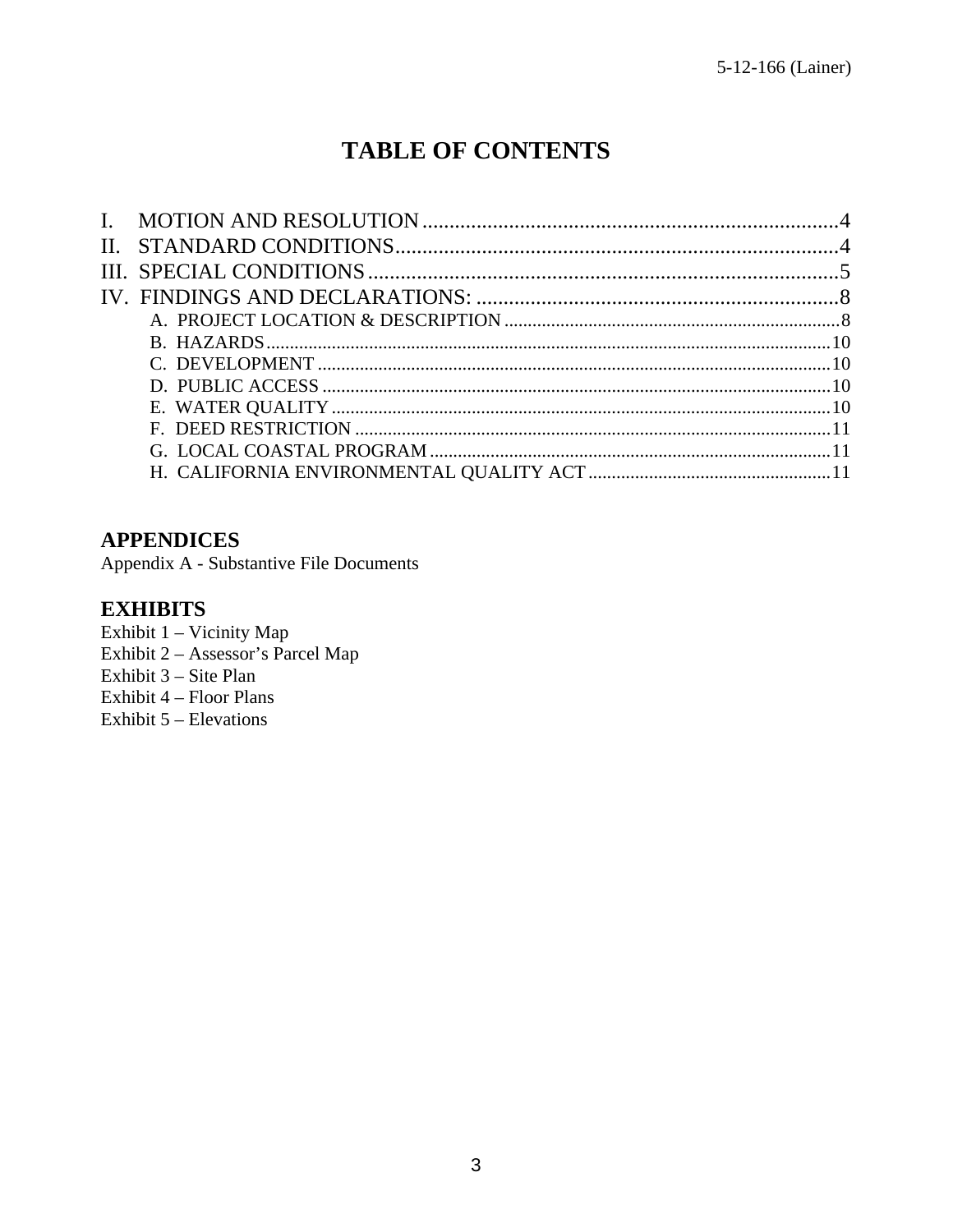# TABLE OF CONTENTS

I. MOTION AND RESOLUTION ............................................................................4
II. STANDARD CONDITIONS..................................................................................4
III. SPECIAL CONDITIONS.......................................................................................5
IV. FINDINGS AND DECLARATIONS: ...................................................................8
- A. PROJECT LOCATION & DESCRIPTION ........................................................................8
- B. HAZARDS........................................................................................................10
- C. DEVELOPMENT .............................................................................................10
- D. PUBLIC ACCESS .............................................................................................10
- E. WATER QUALITY ...........................................................................................10
- F. DEED RESTRICTION ......................................................................................11
- G. LOCAL COASTAL PROGRAM ......................................................................11
- H. CALIFORNIA ENVIRONMENTAL QUALITY ACT ....................................................11

## APPENDICES

Appendix A - Substantive File Documents

## EXHIBITS

Exhibit 1 – Vicinity Map
Exhibit 2 – Assessor's Parcel Map
Exhibit 3 – Site Plan
Exhibit 4 – Floor Plans
Exhibit 5 – Elevations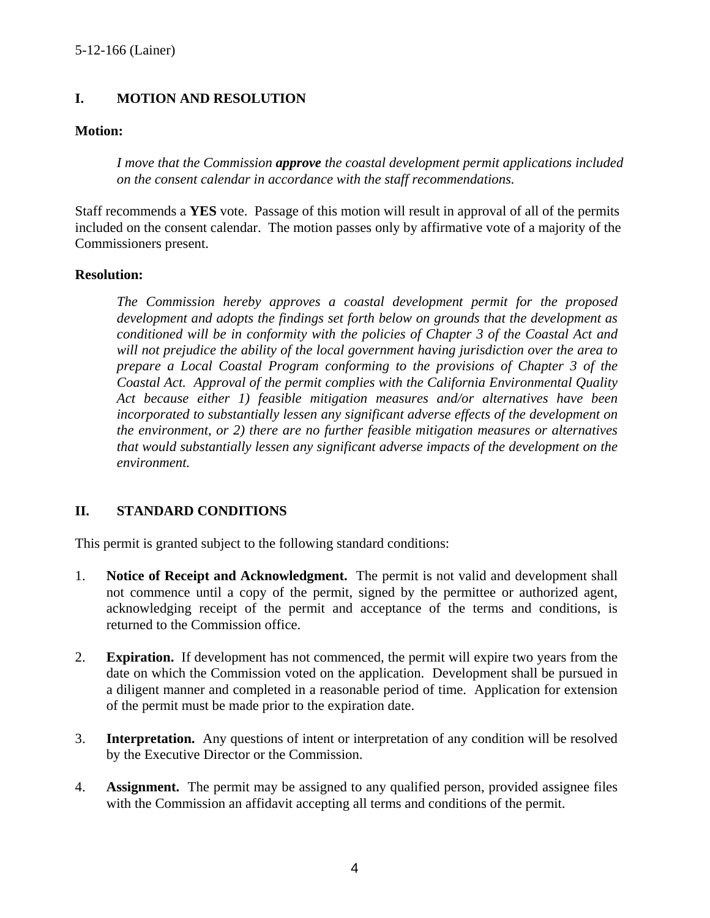## I. MOTION AND RESOLUTION

**Motion:**

> *I move that the Commission **approve** the coastal development permit applications included on the consent calendar in accordance with the staff recommendations.*

Staff recommends a **YES** vote. Passage of this motion will result in approval of all of the permits included on the consent calendar. The motion passes only by affirmative vote of a majority of the Commissioners present.

**Resolution:**

> *The Commission hereby approves a coastal development permit for the proposed development and adopts the findings set forth below on grounds that the development as conditioned will be in conformity with the policies of Chapter 3 of the Coastal Act and will not prejudice the ability of the local government having jurisdiction over the area to prepare a Local Coastal Program conforming to the provisions of Chapter 3 of the Coastal Act. Approval of the permit complies with the California Environmental Quality Act because either 1) feasible mitigation measures and/or alternatives have been incorporated to substantially lessen any significant adverse effects of the development on the environment, or 2) there are no further feasible mitigation measures or alternatives that would substantially lessen any significant adverse impacts of the development on the environment.*

## II. STANDARD CONDITIONS

This permit is granted subject to the following standard conditions:

1. **Notice of Receipt and Acknowledgment.** The permit is not valid and development shall not commence until a copy of the permit, signed by the permittee or authorized agent, acknowledging receipt of the permit and acceptance of the terms and conditions, is returned to the Commission office.

2. **Expiration.** If development has not commenced, the permit will expire two years from the date on which the Commission voted on the application. Development shall be pursued in a diligent manner and completed in a reasonable period of time. Application for extension of the permit must be made prior to the expiration date.

3. **Interpretation.** Any questions of intent or interpretation of any condition will be resolved by the Executive Director or the Commission.

4. **Assignment.** The permit may be assigned to any qualified person, provided assignee files with the Commission an affidavit accepting all terms and conditions of the permit.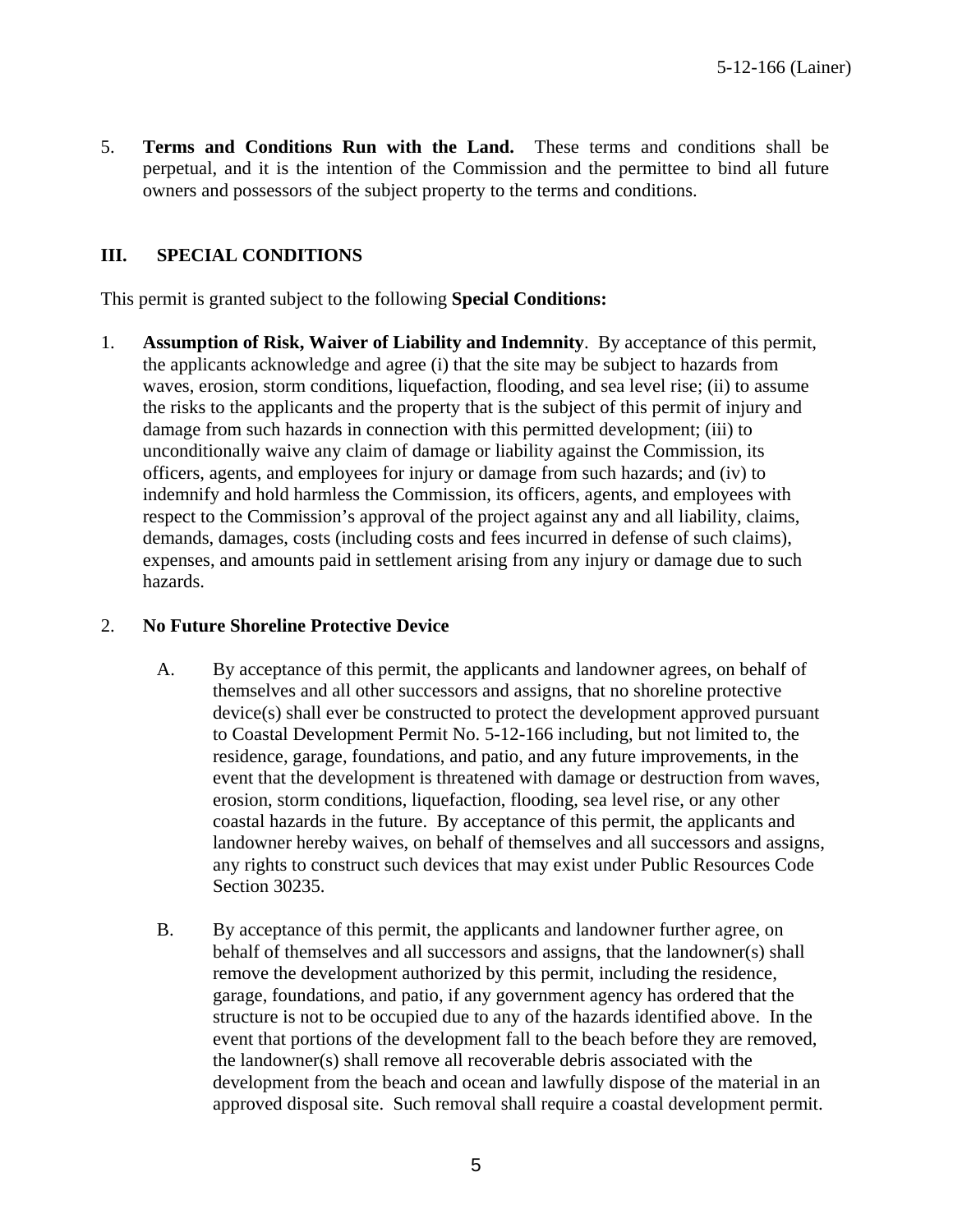5. **Terms and Conditions Run with the Land.** These terms and conditions shall be perpetual, and it is the intention of the Commission and the permittee to bind all future owners and possessors of the subject property to the terms and conditions.

## III. SPECIAL CONDITIONS

This permit is granted subject to the following **Special Conditions:**

1. **Assumption of Risk, Waiver of Liability and Indemnity**. By acceptance of this permit, the applicants acknowledge and agree (i) that the site may be subject to hazards from waves, erosion, storm conditions, liquefaction, flooding, and sea level rise; (ii) to assume the risks to the applicants and the property that is the subject of this permit of injury and damage from such hazards in connection with this permitted development; (iii) to unconditionally waive any claim of damage or liability against the Commission, its officers, agents, and employees for injury or damage from such hazards; and (iv) to indemnify and hold harmless the Commission, its officers, agents, and employees with respect to the Commission's approval of the project against any and all liability, claims, demands, damages, costs (including costs and fees incurred in defense of such claims), expenses, and amounts paid in settlement arising from any injury or damage due to such hazards.

2. **No Future Shoreline Protective Device**

   A. By acceptance of this permit, the applicants and landowner agrees, on behalf of themselves and all other successors and assigns, that no shoreline protective device(s) shall ever be constructed to protect the development approved pursuant to Coastal Development Permit No. 5-12-166 including, but not limited to, the residence, garage, foundations, and patio, and any future improvements, in the event that the development is threatened with damage or destruction from waves, erosion, storm conditions, liquefaction, flooding, sea level rise, or any other coastal hazards in the future. By acceptance of this permit, the applicants and landowner hereby waives, on behalf of themselves and all successors and assigns, any rights to construct such devices that may exist under Public Resources Code Section 30235.

   B. By acceptance of this permit, the applicants and landowner further agree, on behalf of themselves and all successors and assigns, that the landowner(s) shall remove the development authorized by this permit, including the residence, garage, foundations, and patio, if any government agency has ordered that the structure is not to be occupied due to any of the hazards identified above. In the event that portions of the development fall to the beach before they are removed, the landowner(s) shall remove all recoverable debris associated with the development from the beach and ocean and lawfully dispose of the material in an approved disposal site. Such removal shall require a coastal development permit.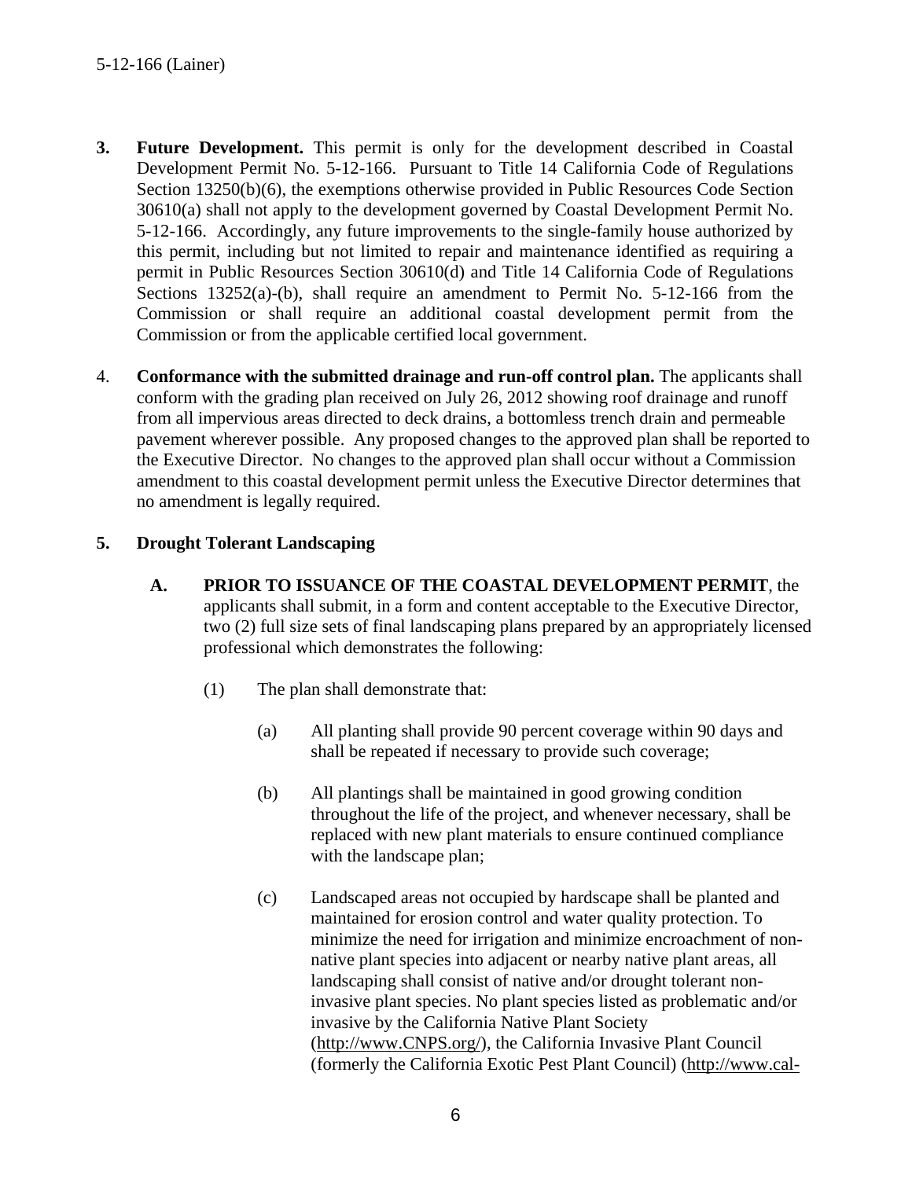3. **Future Development.** This permit is only for the development described in Coastal Development Permit No. 5-12-166. Pursuant to Title 14 California Code of Regulations Section 13250(b)(6), the exemptions otherwise provided in Public Resources Code Section 30610(a) shall not apply to the development governed by Coastal Development Permit No. 5-12-166. Accordingly, any future improvements to the single-family house authorized by this permit, including but not limited to repair and maintenance identified as requiring a permit in Public Resources Section 30610(d) and Title 14 California Code of Regulations Sections 13252(a)-(b), shall require an amendment to Permit No. 5-12-166 from the Commission or shall require an additional coastal development permit from the Commission or from the applicable certified local government.

4. **Conformance with the submitted drainage and run-off control plan.** The applicants shall conform with the grading plan received on July 26, 2012 showing roof drainage and runoff from all impervious areas directed to deck drains, a bottomless trench drain and permeable pavement wherever possible. Any proposed changes to the approved plan shall be reported to the Executive Director. No changes to the approved plan shall occur without a Commission amendment to this coastal development permit unless the Executive Director determines that no amendment is legally required.

5. **Drought Tolerant Landscaping**

   **A. PRIOR TO ISSUANCE OF THE COASTAL DEVELOPMENT PERMIT**, the applicants shall submit, in a form and content acceptable to the Executive Director, two (2) full size sets of final landscaping plans prepared by an appropriately licensed professional which demonstrates the following:

   (1) The plan shall demonstrate that:

   (a) All planting shall provide 90 percent coverage within 90 days and shall be repeated if necessary to provide such coverage;

   (b) All plantings shall be maintained in good growing condition throughout the life of the project, and whenever necessary, shall be replaced with new plant materials to ensure continued compliance with the landscape plan;

   (c) Landscaped areas not occupied by hardscape shall be planted and maintained for erosion control and water quality protection. To minimize the need for irrigation and minimize encroachment of non-native plant species into adjacent or nearby native plant areas, all landscaping shall consist of native and/or drought tolerant non-invasive plant species. No plant species listed as problematic and/or invasive by the California Native Plant Society (http://www.CNPS.org/), the California Invasive Plant Council (formerly the California Exotic Pest Plant Council) (http://www.cal-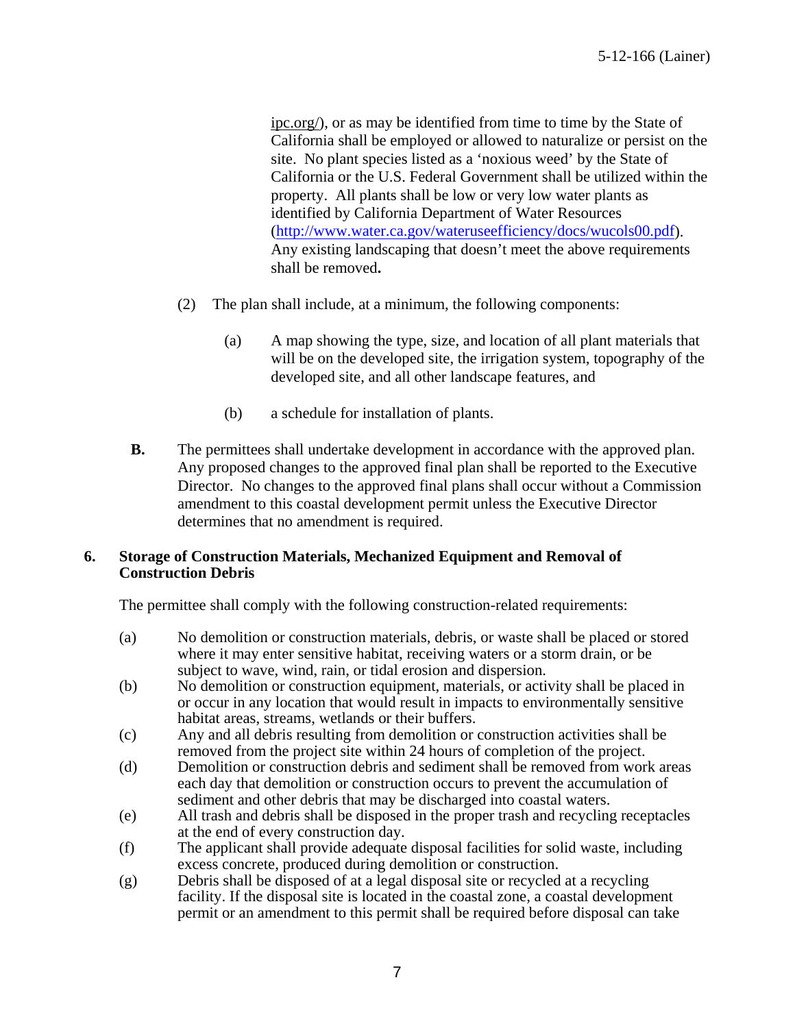ipc.org/), or as may be identified from time to time by the State of California shall be employed or allowed to naturalize or persist on the site. No plant species listed as a 'noxious weed' by the State of California or the U.S. Federal Government shall be utilized within the property. All plants shall be low or very low water plants as identified by California Department of Water Resources (http://www.water.ca.gov/wateruseefficiency/docs/wucols00.pdf). Any existing landscaping that doesn't meet the above requirements shall be removed**.**

(2) The plan shall include, at a minimum, the following components:

(a) A map showing the type, size, and location of all plant materials that will be on the developed site, the irrigation system, topography of the developed site, and all other landscape features, and

(b) a schedule for installation of plants.

**B.** The permittees shall undertake development in accordance with the approved plan. Any proposed changes to the approved final plan shall be reported to the Executive Director. No changes to the approved final plans shall occur without a Commission amendment to this coastal development permit unless the Executive Director determines that no amendment is required.

**6. Storage of Construction Materials, Mechanized Equipment and Removal of Construction Debris**

The permittee shall comply with the following construction-related requirements:

(a) No demolition or construction materials, debris, or waste shall be placed or stored where it may enter sensitive habitat, receiving waters or a storm drain, or be subject to wave, wind, rain, or tidal erosion and dispersion.

(b) No demolition or construction equipment, materials, or activity shall be placed in or occur in any location that would result in impacts to environmentally sensitive habitat areas, streams, wetlands or their buffers.

(c) Any and all debris resulting from demolition or construction activities shall be removed from the project site within 24 hours of completion of the project.

(d) Demolition or construction debris and sediment shall be removed from work areas each day that demolition or construction occurs to prevent the accumulation of sediment and other debris that may be discharged into coastal waters.

(e) All trash and debris shall be disposed in the proper trash and recycling receptacles at the end of every construction day.

(f) The applicant shall provide adequate disposal facilities for solid waste, including excess concrete, produced during demolition or construction.

(g) Debris shall be disposed of at a legal disposal site or recycled at a recycling facility. If the disposal site is located in the coastal zone, a coastal development permit or an amendment to this permit shall be required before disposal can take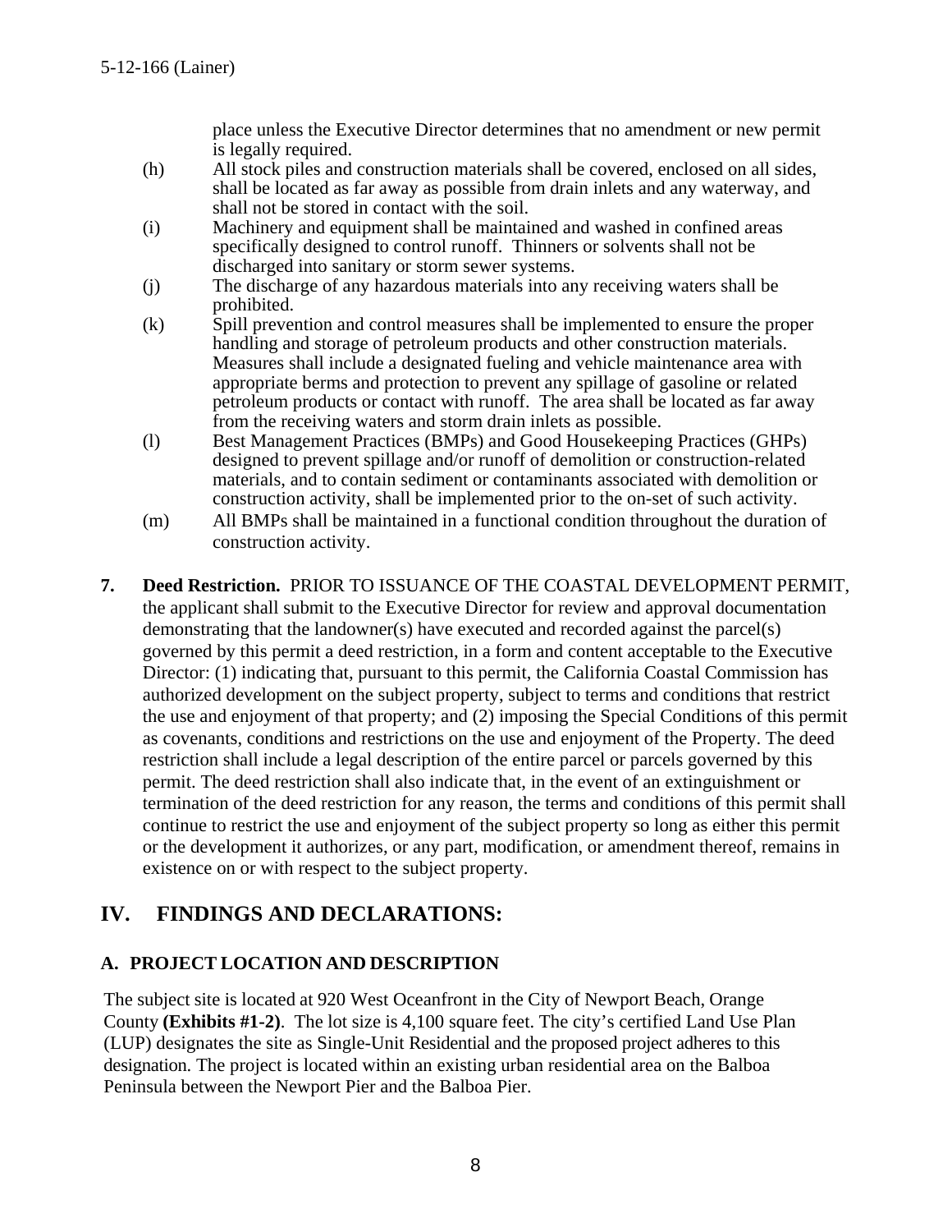place unless the Executive Director determines that no amendment or new permit is legally required.

(h) All stock piles and construction materials shall be covered, enclosed on all sides, shall be located as far away as possible from drain inlets and any waterway, and shall not be stored in contact with the soil.

(i) Machinery and equipment shall be maintained and washed in confined areas specifically designed to control runoff. Thinners or solvents shall not be discharged into sanitary or storm sewer systems.

(j) The discharge of any hazardous materials into any receiving waters shall be prohibited.

(k) Spill prevention and control measures shall be implemented to ensure the proper handling and storage of petroleum products and other construction materials. Measures shall include a designated fueling and vehicle maintenance area with appropriate berms and protection to prevent any spillage of gasoline or related petroleum products or contact with runoff. The area shall be located as far away from the receiving waters and storm drain inlets as possible.

(l) Best Management Practices (BMPs) and Good Housekeeping Practices (GHPs) designed to prevent spillage and/or runoff of demolition or construction-related materials, and to contain sediment or contaminants associated with demolition or construction activity, shall be implemented prior to the on-set of such activity.

(m) All BMPs shall be maintained in a functional condition throughout the duration of construction activity.

**7. Deed Restriction.** PRIOR TO ISSUANCE OF THE COASTAL DEVELOPMENT PERMIT, the applicant shall submit to the Executive Director for review and approval documentation demonstrating that the landowner(s) have executed and recorded against the parcel(s) governed by this permit a deed restriction, in a form and content acceptable to the Executive Director: (1) indicating that, pursuant to this permit, the California Coastal Commission has authorized development on the subject property, subject to terms and conditions that restrict the use and enjoyment of that property; and (2) imposing the Special Conditions of this permit as covenants, conditions and restrictions on the use and enjoyment of the Property. The deed restriction shall include a legal description of the entire parcel or parcels governed by this permit. The deed restriction shall also indicate that, in the event of an extinguishment or termination of the deed restriction for any reason, the terms and conditions of this permit shall continue to restrict the use and enjoyment of the subject property so long as either this permit or the development it authorizes, or any part, modification, or amendment thereof, remains in existence on or with respect to the subject property.

## IV. FINDINGS AND DECLARATIONS:

### A. PROJECT LOCATION AND DESCRIPTION

The subject site is located at 920 West Oceanfront in the City of Newport Beach, Orange County **(Exhibits #1-2)**. The lot size is 4,100 square feet. The city's certified Land Use Plan (LUP) designates the site as Single-Unit Residential and the proposed project adheres to this designation. The project is located within an existing urban residential area on the Balboa Peninsula between the Newport Pier and the Balboa Pier.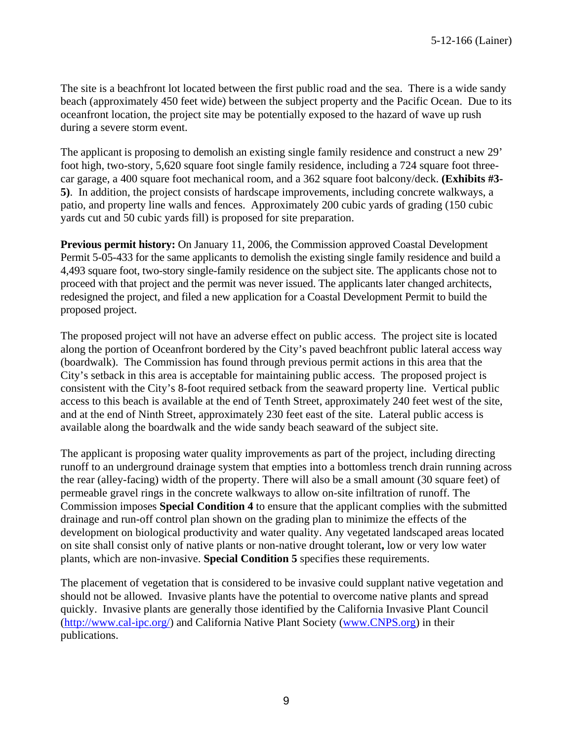The site is a beachfront lot located between the first public road and the sea. There is a wide sandy beach (approximately 450 feet wide) between the subject property and the Pacific Ocean. Due to its oceanfront location, the project site may be potentially exposed to the hazard of wave up rush during a severe storm event.

The applicant is proposing to demolish an existing single family residence and construct a new 29' foot high, two-story, 5,620 square foot single family residence, including a 724 square foot three-car garage, a 400 square foot mechanical room, and a 362 square foot balcony/deck. **(Exhibits #3-5)**. In addition, the project consists of hardscape improvements, including concrete walkways, a patio, and property line walls and fences. Approximately 200 cubic yards of grading (150 cubic yards cut and 50 cubic yards fill) is proposed for site preparation.

**Previous permit history:** On January 11, 2006, the Commission approved Coastal Development Permit 5-05-433 for the same applicants to demolish the existing single family residence and build a 4,493 square foot, two-story single-family residence on the subject site. The applicants chose not to proceed with that project and the permit was never issued. The applicants later changed architects, redesigned the project, and filed a new application for a Coastal Development Permit to build the proposed project.

The proposed project will not have an adverse effect on public access. The project site is located along the portion of Oceanfront bordered by the City's paved beachfront public lateral access way (boardwalk). The Commission has found through previous permit actions in this area that the City's setback in this area is acceptable for maintaining public access. The proposed project is consistent with the City's 8-foot required setback from the seaward property line. Vertical public access to this beach is available at the end of Tenth Street, approximately 240 feet west of the site, and at the end of Ninth Street, approximately 230 feet east of the site. Lateral public access is available along the boardwalk and the wide sandy beach seaward of the subject site.

The applicant is proposing water quality improvements as part of the project, including directing runoff to an underground drainage system that empties into a bottomless trench drain running across the rear (alley-facing) width of the property. There will also be a small amount (30 square feet) of permeable gravel rings in the concrete walkways to allow on-site infiltration of runoff. The Commission imposes **Special Condition 4** to ensure that the applicant complies with the submitted drainage and run-off control plan shown on the grading plan to minimize the effects of the development on biological productivity and water quality. Any vegetated landscaped areas located on site shall consist only of native plants or non-native drought tolerant**,** low or very low water plants, which are non-invasive. **Special Condition 5** specifies these requirements.

The placement of vegetation that is considered to be invasive could supplant native vegetation and should not be allowed. Invasive plants have the potential to overcome native plants and spread quickly. Invasive plants are generally those identified by the California Invasive Plant Council (http://www.cal-ipc.org/) and California Native Plant Society (www.CNPS.org) in their publications.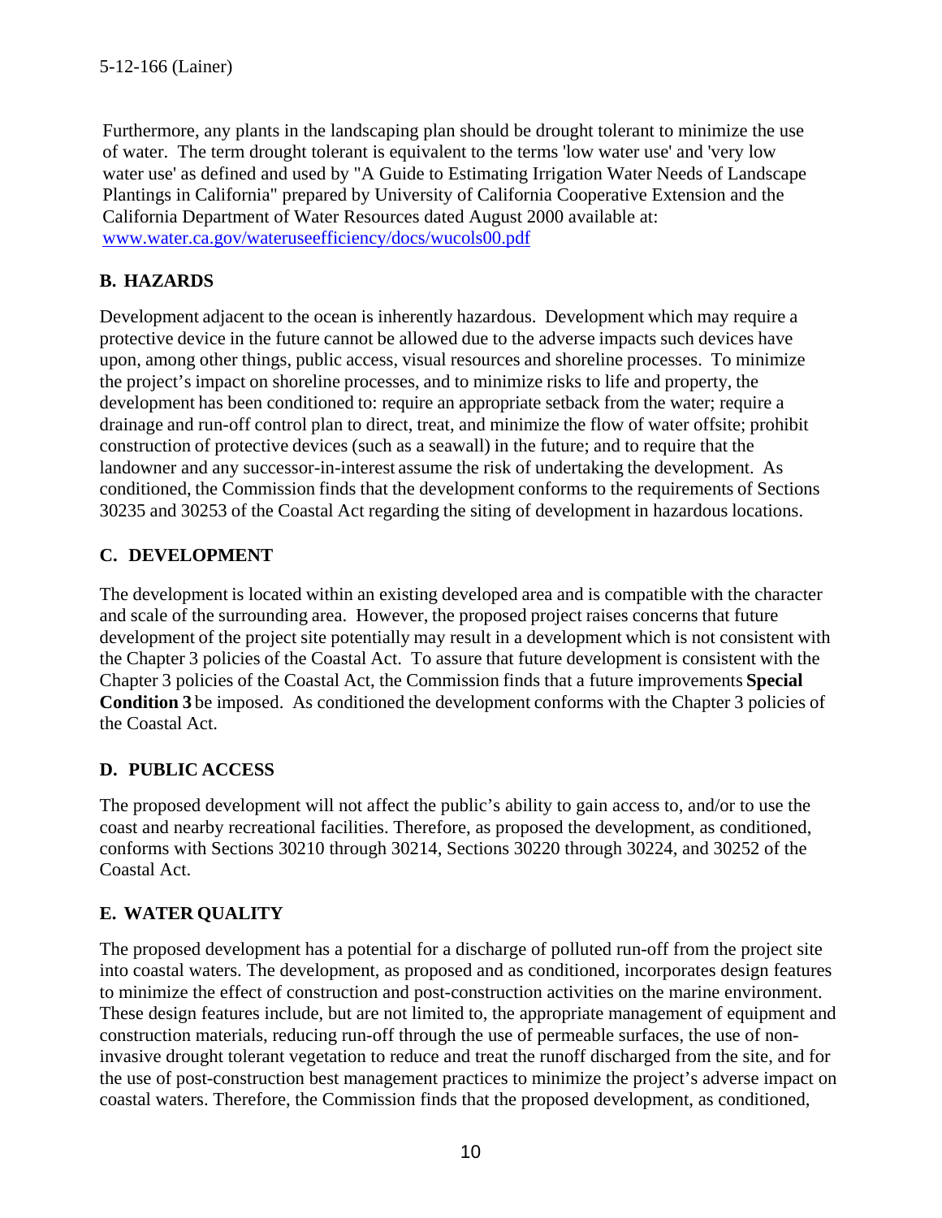Furthermore, any plants in the landscaping plan should be drought tolerant to minimize the use of water. The term drought tolerant is equivalent to the terms 'low water use' and 'very low water use' as defined and used by "A Guide to Estimating Irrigation Water Needs of Landscape Plantings in California" prepared by University of California Cooperative Extension and the California Department of Water Resources dated August 2000 available at: [www.water.ca.gov/wateruseefficiency/docs/wucols00.pdf](www.water.ca.gov/wateruseefficiency/docs/wucols00.pdf)

## B. HAZARDS

Development adjacent to the ocean is inherently hazardous. Development which may require a protective device in the future cannot be allowed due to the adverse impacts such devices have upon, among other things, public access, visual resources and shoreline processes. To minimize the project's impact on shoreline processes, and to minimize risks to life and property, the development has been conditioned to: require an appropriate setback from the water; require a drainage and run-off control plan to direct, treat, and minimize the flow of water offsite; prohibit construction of protective devices (such as a seawall) in the future; and to require that the landowner and any successor-in-interest assume the risk of undertaking the development. As conditioned, the Commission finds that the development conforms to the requirements of Sections 30235 and 30253 of the Coastal Act regarding the siting of development in hazardous locations.

## C. DEVELOPMENT

The development is located within an existing developed area and is compatible with the character and scale of the surrounding area. However, the proposed project raises concerns that future development of the project site potentially may result in a development which is not consistent with the Chapter 3 policies of the Coastal Act. To assure that future development is consistent with the Chapter 3 policies of the Coastal Act, the Commission finds that a future improvements **Special Condition 3** be imposed. As conditioned the development conforms with the Chapter 3 policies of the Coastal Act.

## D. PUBLIC ACCESS

The proposed development will not affect the public's ability to gain access to, and/or to use the coast and nearby recreational facilities. Therefore, as proposed the development, as conditioned, conforms with Sections 30210 through 30214, Sections 30220 through 30224, and 30252 of the Coastal Act.

## E. WATER QUALITY

The proposed development has a potential for a discharge of polluted run-off from the project site into coastal waters. The development, as proposed and as conditioned, incorporates design features to minimize the effect of construction and post-construction activities on the marine environment. These design features include, but are not limited to, the appropriate management of equipment and construction materials, reducing run-off through the use of permeable surfaces, the use of non-invasive drought tolerant vegetation to reduce and treat the runoff discharged from the site, and for the use of post-construction best management practices to minimize the project's adverse impact on coastal waters. Therefore, the Commission finds that the proposed development, as conditioned,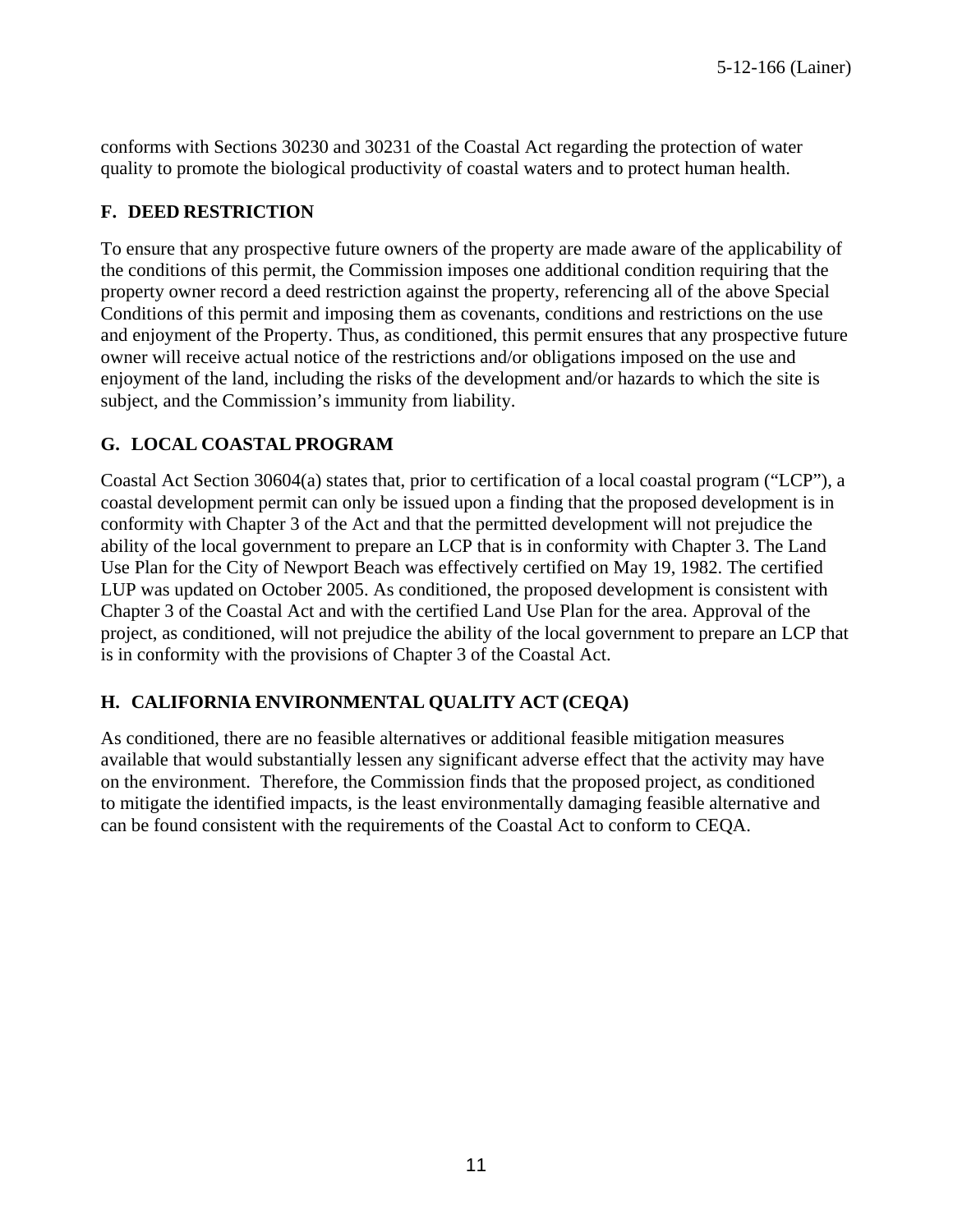conforms with Sections 30230 and 30231 of the Coastal Act regarding the protection of water quality to promote the biological productivity of coastal waters and to protect human health.

## F. DEED RESTRICTION

To ensure that any prospective future owners of the property are made aware of the applicability of the conditions of this permit, the Commission imposes one additional condition requiring that the property owner record a deed restriction against the property, referencing all of the above Special Conditions of this permit and imposing them as covenants, conditions and restrictions on the use and enjoyment of the Property. Thus, as conditioned, this permit ensures that any prospective future owner will receive actual notice of the restrictions and/or obligations imposed on the use and enjoyment of the land, including the risks of the development and/or hazards to which the site is subject, and the Commission's immunity from liability.

## G. LOCAL COASTAL PROGRAM

Coastal Act Section 30604(a) states that, prior to certification of a local coastal program ("LCP"), a coastal development permit can only be issued upon a finding that the proposed development is in conformity with Chapter 3 of the Act and that the permitted development will not prejudice the ability of the local government to prepare an LCP that is in conformity with Chapter 3. The Land Use Plan for the City of Newport Beach was effectively certified on May 19, 1982. The certified LUP was updated on October 2005. As conditioned, the proposed development is consistent with Chapter 3 of the Coastal Act and with the certified Land Use Plan for the area. Approval of the project, as conditioned, will not prejudice the ability of the local government to prepare an LCP that is in conformity with the provisions of Chapter 3 of the Coastal Act.

## H. CALIFORNIA ENVIRONMENTAL QUALITY ACT (CEQA)

As conditioned, there are no feasible alternatives or additional feasible mitigation measures available that would substantially lessen any significant adverse effect that the activity may have on the environment. Therefore, the Commission finds that the proposed project, as conditioned to mitigate the identified impacts, is the least environmentally damaging feasible alternative and can be found consistent with the requirements of the Coastal Act to conform to CEQA.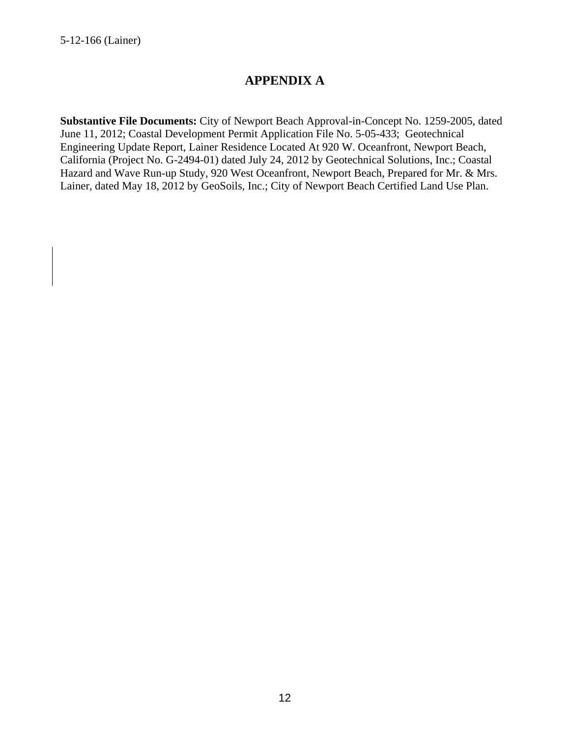# APPENDIX A

**Substantive File Documents:** City of Newport Beach Approval-in-Concept No. 1259-2005, dated June 11, 2012; Coastal Development Permit Application File No. 5-05-433; Geotechnical Engineering Update Report, Lainer Residence Located At 920 W. Oceanfront, Newport Beach, California (Project No. G-2494-01) dated July 24, 2012 by Geotechnical Solutions, Inc.; Coastal Hazard and Wave Run-up Study, 920 West Oceanfront, Newport Beach, Prepared for Mr. & Mrs. Lainer, dated May 18, 2012 by GeoSoils, Inc.; City of Newport Beach Certified Land Use Plan.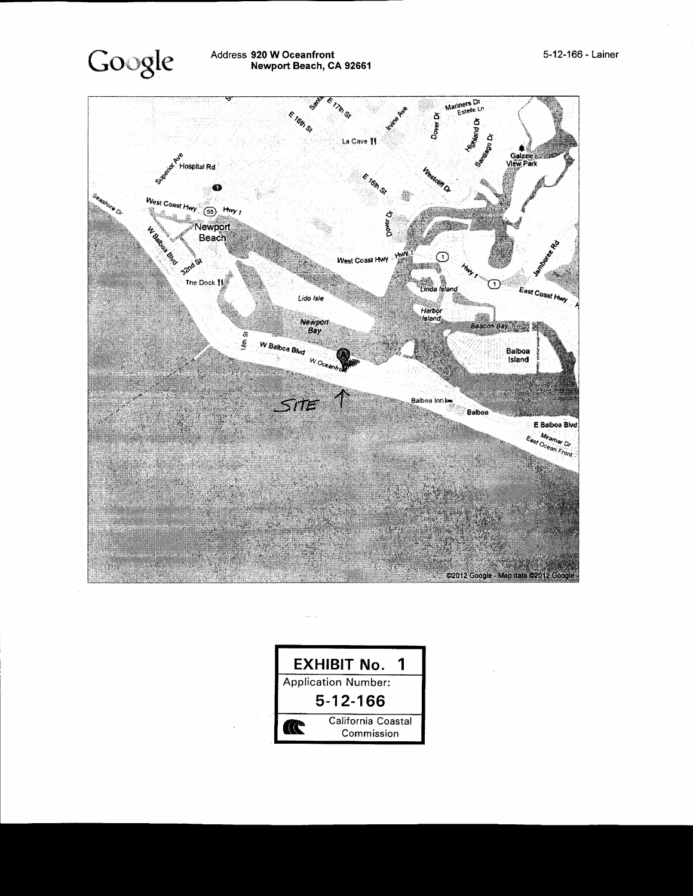Google

Address **920 W Oceanfront**
**Newport Beach, CA 92661**

5-12-166 - Lainer

SITE ↑

©2012 Google - Map data ©2012 Google

| **EXHIBIT No. 1** |
| --- |
| Application Number: |
| **5-12-166** |
| California Coastal Commission |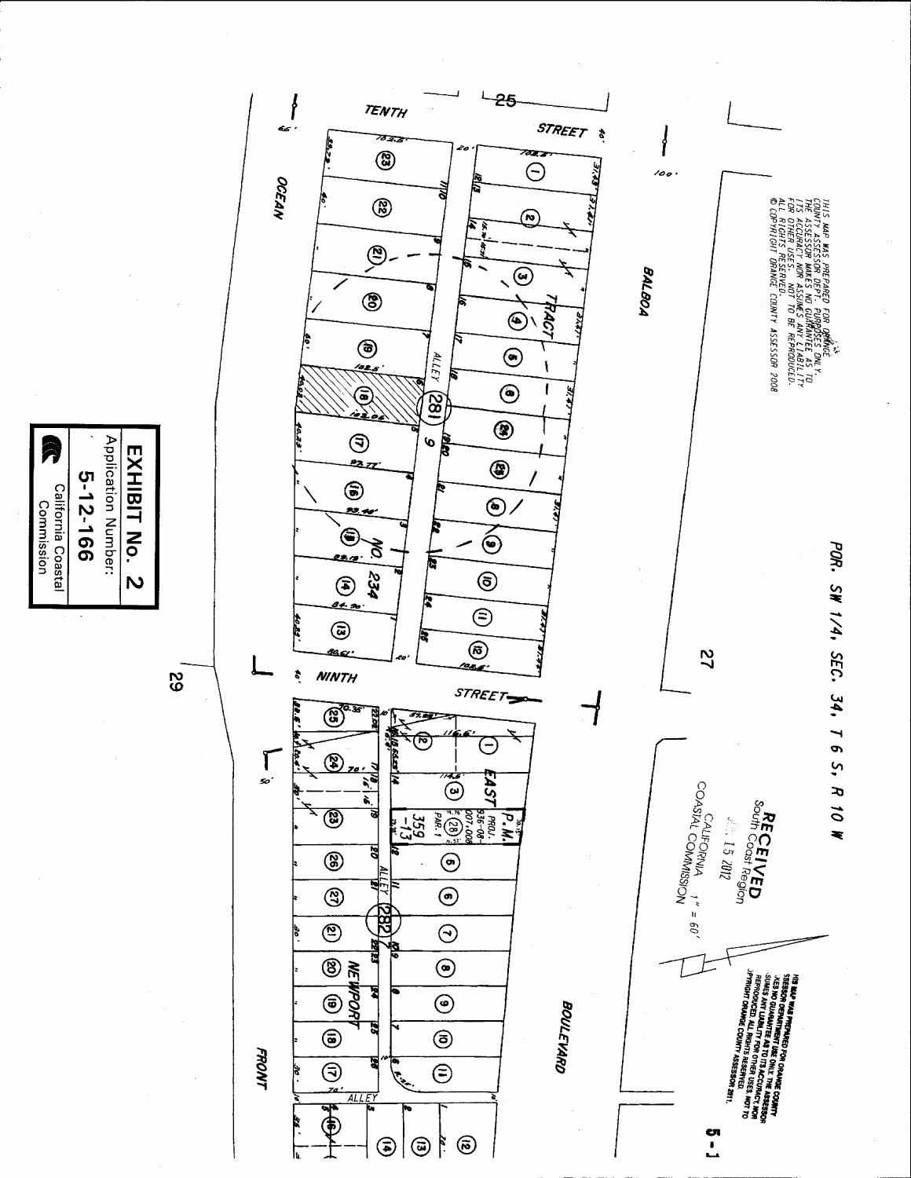POR. SW 1/4, SEC. 34, T 6 S, R 10 W

THIS MAP WAS PREPARED FOR ORANGE COUNTY ASSESSOR DEPT. PURPOSES ONLY. THE ASSESSOR MAKES NO GUARANTEE AS TO ITS ACCURACY NOR ASSUMES ANY LIABILITY FOR OTHER USES. NOT TO BE REPRODUCED. ALL RIGHTS RESERVED. © COPYRIGHT ORANGE COUNTY ASSESSOR 2008

THIS MAP WAS PREPARED FOR ORANGE COUNTY ASSESSOR DEPARTMENT USE ONLY. THE ASSESSOR MAKES NO GUARANTEE AS TO ITS ACCURACY NOR ASSUMES ANY LIABILITY FOR OTHER USES. NOT TO BE REPRODUCED. ALL RIGHTS RESERVED. © COPYRIGHT ORANGE COUNTY ASSESSOR 2011.

TENTH STREET

BALBOA BOULEVARD

OCEAN FRONT

NINTH STREET

TRACT NO. 234

EAST NEWPORT

ALLEY

281

282

P.M. PROJ. 936-08-007,008 PAR. 1 359-13

1" = 60'

25

27

29

5-1

RECEIVED
South Coast Region
15 2012
CALIFORNIA COASTAL COMMISSION

**EXHIBIT No. 2**
Application Number:
**5-12-166**
California Coastal Commission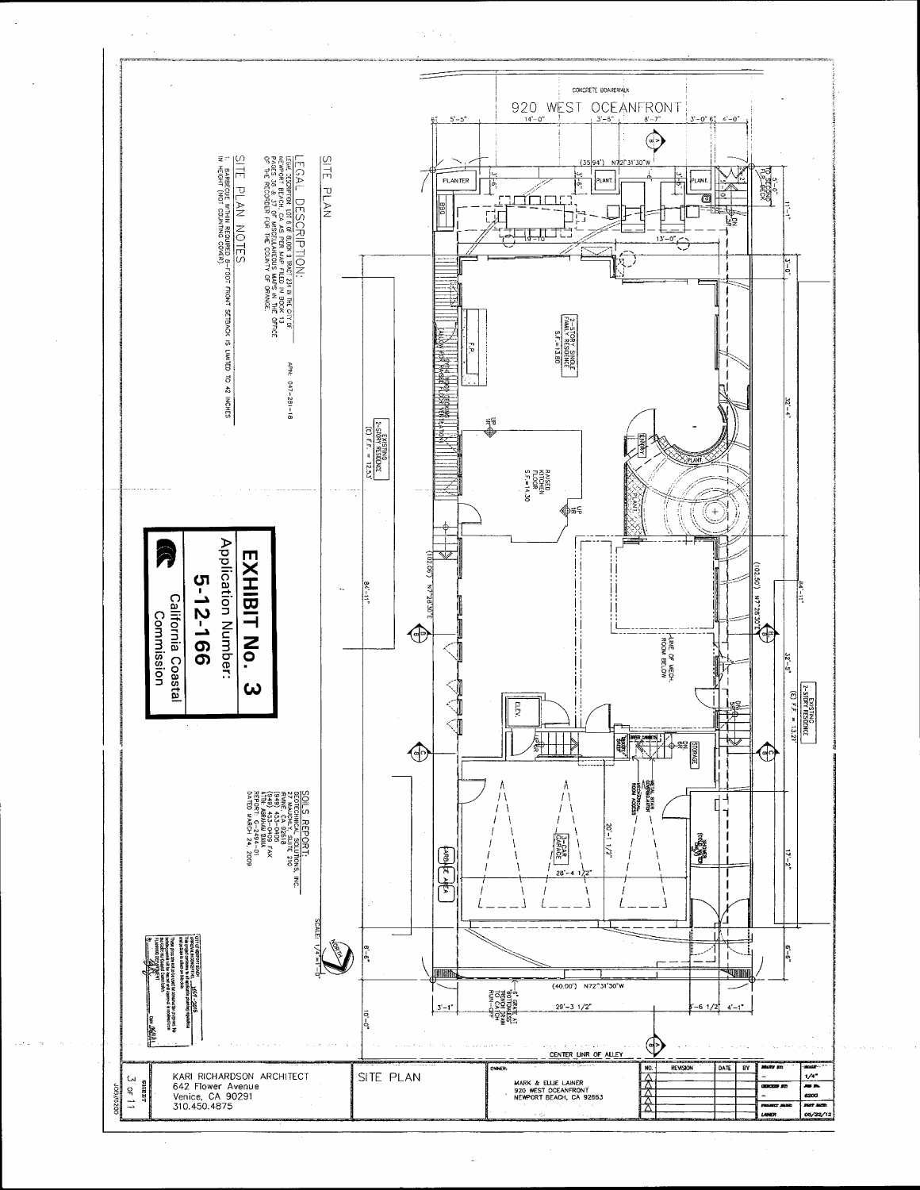## SITE PLAN

### LEGAL DESCRIPTION:

LEGAL DESCRIPTION: LOT 12 OF BLOCK 9 TRACT 234 IN THE CITY OF NEWPORT BEACH, CA AS PER MAP FILED IN BOOK 13 PAGES 36 & 37 OF MISCELLANEOUS MAPS IN THE OFFICE OF THE RECORDER FOR THE COUNTY OF ORANGE.

APN: 047-281-18

### SITE PLAN NOTES

1. BARBECUE WITHIN REQUIRED 8-FOOT FRONT SETBACK IS LIMITED TO 42 INCHES IN HEIGHT (NOT COUNTING COVER).

**EXHIBIT No. 3**

Application Number:

**5-12-166**

California Coastal Commission

### SOILS REPORT:

GEOTECHNICAL SOLUTIONS, INC.
27 MAUCHLY, SUITE 210
IRVINE, CA 92618
(949) 453-0406
(949) 453-0409 FAX
ATTN: ABRAHIM BAHA
REPORT: C-2484-01
DATED MARCH 24, 2009

CONCRETE BOARDWALK

920 WEST OCEANFRONT

2-STORY SINGLE FAMILY RESIDENCE S.F. = 13.80

RAISED KITCHEN FLOOR S.F. = 14.30

EXISTING 2-STORY RESIDENCE (E) F.F. = 12.53'

EXISTING 2-STORY RESIDENCE (E) F.F. = 13.27'

LINE OF MECH. ROOM BELOW

3-CAR GARAGE

GARBAGE AREA

STORAGE

ELEV.

ENTRY

PLANTER

BBQ

F.P.

(35.94') N72°31'30"W

(102.60') N17°28'30"E

(102.50') N17°28'30"E

(40.00') N72°31'30"W

6" GRATE AT DRIVEWAY TRENCH DRAIN TO CATCH RUN-OFF

CENTER LINE OF ALLEY

SCALE: 1/4"=1'-0"

NORTH

KARI RICHARDSON ARCHITECT
642 Flower Avenue
Venice, CA 90291
310.450.4875

SITE PLAN

OWNER:
MARK & ELLIE LAINER
920 WEST OCEANFRONT
NEWPORT BEACH, CA 92663

| NO. | REVISION | DATE | BY |
| --- | --- | --- | --- |

SCALE: 1/4"
JOB No.: 6200
PROJECT NAME: LAINER
PLOT DATE: 05/22/12

SHEET 3 OF 11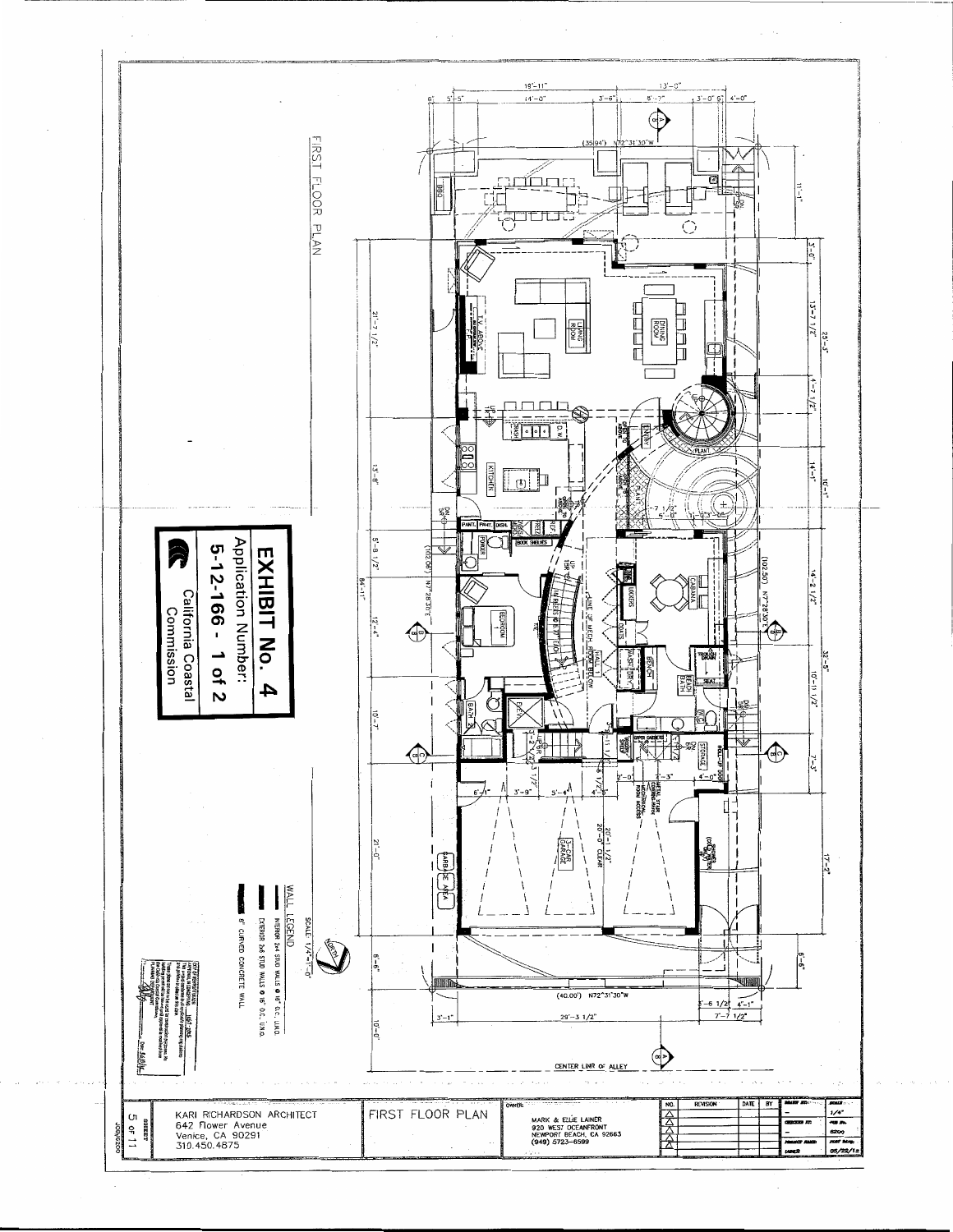# FIRST FLOOR PLAN

**EXHIBIT No. 4**
Application Number:
5-12-166 - 1 of 2
California Coastal Commission

SCALE: 1/4"=1'-0"

WALL LEGEND
- INTERIOR 2x4 STUD WALLS @ 16" O.C. U.N.O.
- EXTERIOR 2x6 STUD WALLS @ 16" O.C. U.N.O.
- 8" CURVED CONCRETE WALL

(35.94') N72°31'30"W

(102.50') N17°28'30"E

(102.06') N17°28'35"E

(40.00') N72°31'30"W

CENTER LINE OF ALLEY

BBQ, LIVING ROOM, DINING ROOM, KITCHEN, ENTRY, PLANT, PANT., PANT., DISH., FREEZ., REF., POWDER, BOOK SHELVES, BEDROOM 1, BATH 3, CABANA, LOCKERS, COATS, WASH/DRY, BENCH, TROUGH DRAIN, SEAT, BODY BATH, STORAGE, 3-CAR GARAGE, GARBAGE AREA, 20'-0" CLEAR, LINE OF MECH. ROOM BELOW, METAL STAIR COVERING MECHANICAL ROOM ACCESS

| | |
|---|---|
| | FIRST FLOOR PLAN |
| KARI RICHARDSON ARCHITECT<br>642 Flower Avenue<br>Venice, CA 90291<br>310.450.4875 | OWNER:<br>MARK & ELLIE LAINER<br>920 WEST OCEANFRONT<br>NEWPORT BEACH, CA 92663<br>(949) 5723-6599 |

| NO. | REVISION | DATE | BY |
|---|---|---|---|
| | | | |

SCALE: 1/4"
DATE: 05/22/12

SHEET 5 OF 11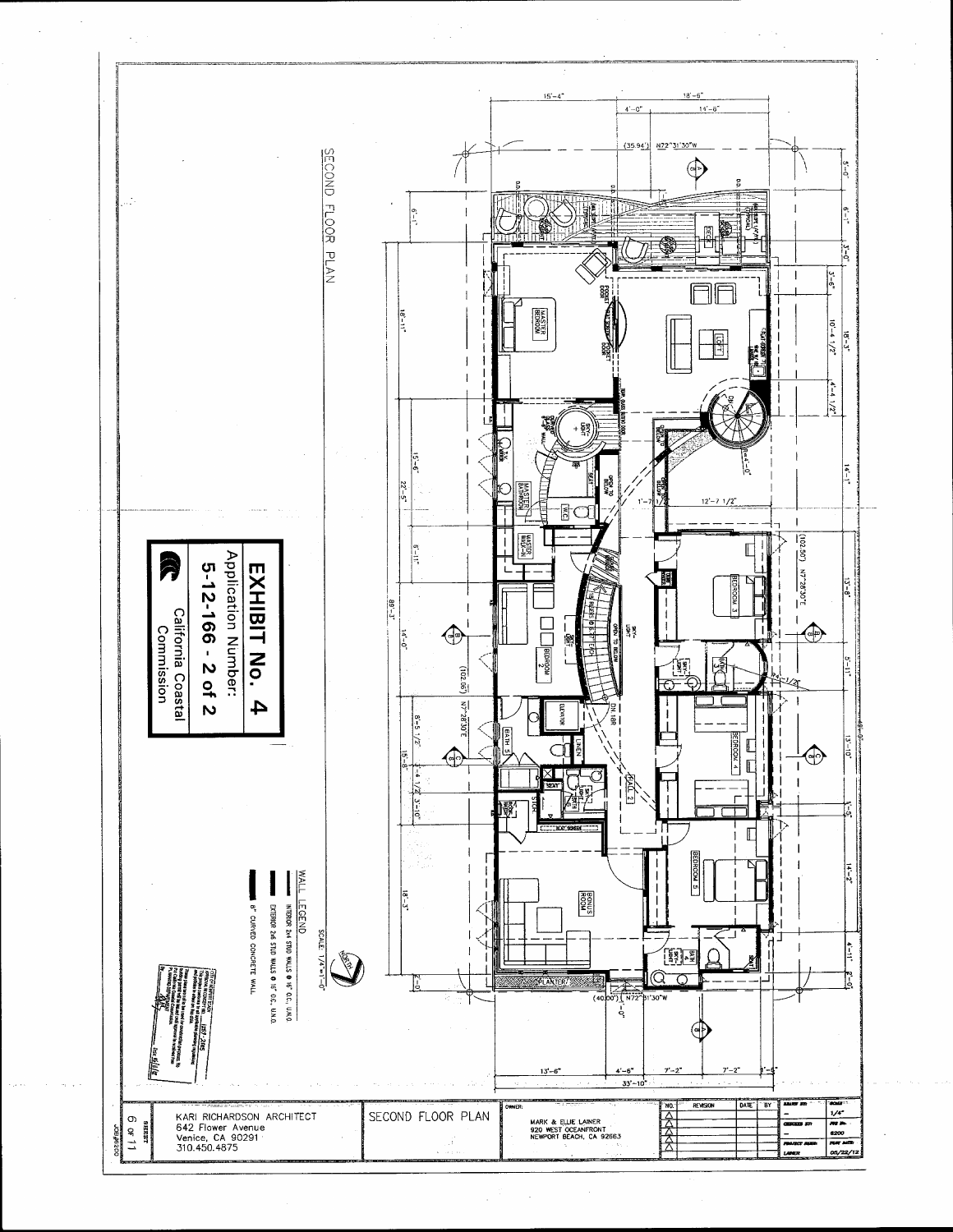# SECOND FLOOR PLAN

**EXHIBIT No. 4**

Application Number:

5-12-166 - 2 of 2

California Coastal Commission

SCALE: 1/4"=1'-0"

WALL LEGEND

- INTERIOR 2x4 STUD WALLS @ 16" O.C., U.N.O.
- EXTERIOR 2x6 STUD WALLS @ 16" O.C., U.N.O.
- 8" CURVED CONCRETE WALL

MASTER BEDROOM

LOFT

MASTER BATHROOM

W.C.

MASTER WALK-IN

BEDROOM 2

BEDROOM 3

BEDROOM 4

BEDROOM 5

BONUS ROOM

ELEVATOR

BATH 5

LINEN

PLANTER

OPEN TO BELOW

SKY-LIGHT

DN 18R

KARI RICHARDSON ARCHITECT
642 Flower Avenue
Venice, CA 90291
310.450.4875

SECOND FLOOR PLAN

OWNER:
MARK & ELLIE LAINER
920 WEST OCEANFRONT
NEWPORT BEACH, CA 92663

| NO. | REVISION | DATE | BY |
|---|---|---|---|
| | | | |

SCALE: 1/4"

JOB NO.: 6200

LAINER

PLOT DATE: 05/22/12

SHEET 6 OF 11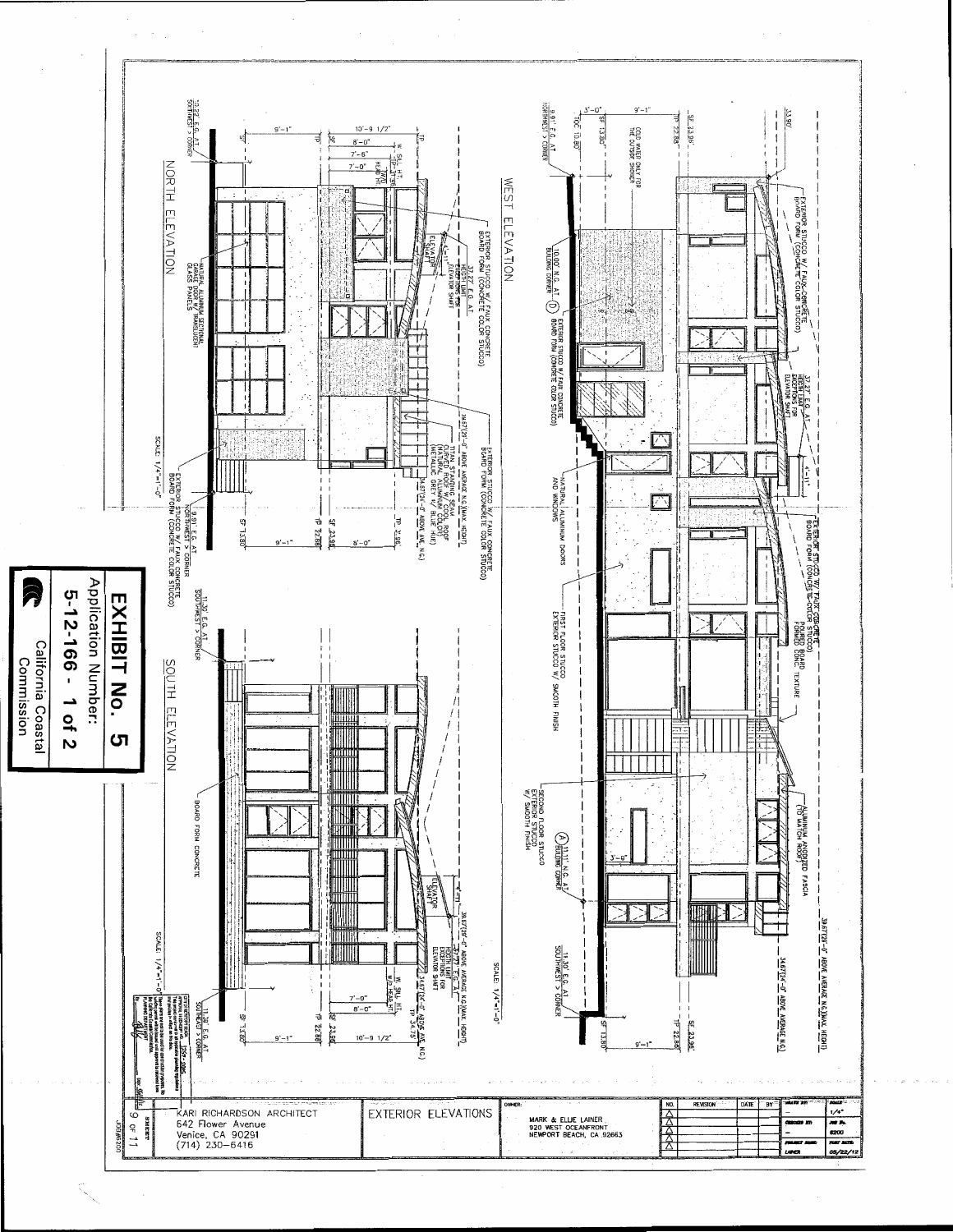# EXHIBIT No. 5

Application Number:
5-12-166 - 1 of 2

California Coastal Commission

## WEST ELEVATION

SCALE: 1/4"=1'-0"

- 33.90'
- EXTERIOR STUCCO W/ FAUX CONCRETE BOARD FORM (CONCRETE COLOR STUCCO)
- 37.27' E.G. AT HEIGHT LIMIT FOR ELEVATOR SHAFT
- 4'-11"
- EXTERIOR STUCCO W/ FAUX CONCRETE BOARD FORM (CONCRETE COLOR STUCCO) FORMED CONC. TEXTURE
- ALUMINUM ANODIZED FASCIA (TO MATCH ROOF)
- 39.87'(29'-0" ABOVE AVERAGE N.G.)(MAX. HEIGHT)
- 34.87'(24'-0" ABOVE AVERAGE N.G.)
- SF 23.96'
- TP 22.88'
- SF 13.80'
- TOC 10.80'
- 3'-0"
- 9'-1"
- COLD WATER ONLY FOR THE OUTSIDE SHOWER
- 9.91' E.G. AT NORTHWEST > CORNER
- 10.00' N.G. AT (D) BUILDING CORNER
- EXTERIOR STUCCO W/ FAUX CONCRETE BOARD FORM (CONCRETE COLOR STUCCO)
- NATURAL ALUMINUM DOORS AND WINDOWS
- FIRST FLOOR STUCCO EXTERIOR STUCCO W/ SMOOTH FINISH
- SECOND FLOOR STUCCO EXTERIOR STUCCO W/ SMOOTH FINISH
- (A) 11.11' N.G. AT BUILDING CORNER
- 11.30' E.G. AT SOUTHWEST > CORNER
- 3'-0"

## NORTH ELEVATION

SCALE: 1/4"=1'-0"

- EXTERIOR STUCCO W/ FAUX CONCRETE BOARD FORM (CONCRETE COLOR STUCCO)
- 37.27' E.G. AT HEIGHT LIMIT FOR ELEVATOR SHAFT
- ELEVATOR SHAFT
- 39.87'(29'-0" ABOVE AVERAGE N.G.)(MAX. HEIGHT)
- TITAN STANDING SEAM CURVED ROOF (NATURAL ALUMINUM COLOR) (METALLIC GREY W/ BLUE HUE)
- 34.87'(24'-0" ABOVE AVE. N.G.)
- EXTERIOR STUCCO W/ FAUX CONCRETE BOARD FORM (CONCRETE COLOR STUCCO)
- TP
- SF
- 10'-9 1/2"
- 8'-0"
- 7'-6"
- 7'-0"
- W. SILL HT. TOP HT.
- W/O HEAD HT.
- 9'-1"
- 10.22' E.G. AT SOUTHWEST > CORNER
- NATURAL ALUMINUM SECTIONAL GARAGE DOOR W/ TRANSLUCENT GLASS PANELS
- 9.91' E.G. AT NORTHWEST > CORNER
- EXTERIOR STUCCO W/ FAUX CONCRETE BOARD FORM (CONCRETE COLOR STUCCO)
- SF 13.80'
- SF 22.88'
- SF 23.96'
- TP 32.88'
- 9'-1"
- 8'-0"

## SOUTH ELEVATION

SCALE: 1/4"=1'-0"

- ELEVATOR SHAFT
- 4'-11"
- 39.87'(29'-0" ABOVE AVERAGE N.G.)(MAX. HEIGHT)
- 37.27' E.G. AT HEIGHT LIMIT EXCEPTIONS FOR ELEVATOR SHAFT
- W. SILL HT. W/O HEAD HT.
- 34.87'(24'-0" ABOVE AVE. N.G.)
- TP 34.75'
- SF 23.96'
- TP 22.88'
- SF 13.80'
- 7'-0"
- 8'-0"
- 10'-9 1/2"
- 9'-1"
- 11.30' E.G. AT SOUTHWEST > CORNER
- 11.30' E.G. AT SOUTHWEST > CORNER
- BOARD FORM CONCRETE

## EXTERIOR ELEVATIONS

KARI RICHARDSON ARCHITECT
642 Flower Avenue
Venice, CA 90291
(714) 230-6416

OWNER:
MARK & ELLIE LAINER
920 WEST OCEANFRONT
NEWPORT BEACH, CA 92663

| NO. | REVISION | DATE | BY |
|---|---|---|---|
| | | | |

SCALE: 1/4"
JOB No. 8200
PROJECT NAME: LAINER
PRINT DATE: 05/22/12

SHEET 9 OF 11
JOB #8200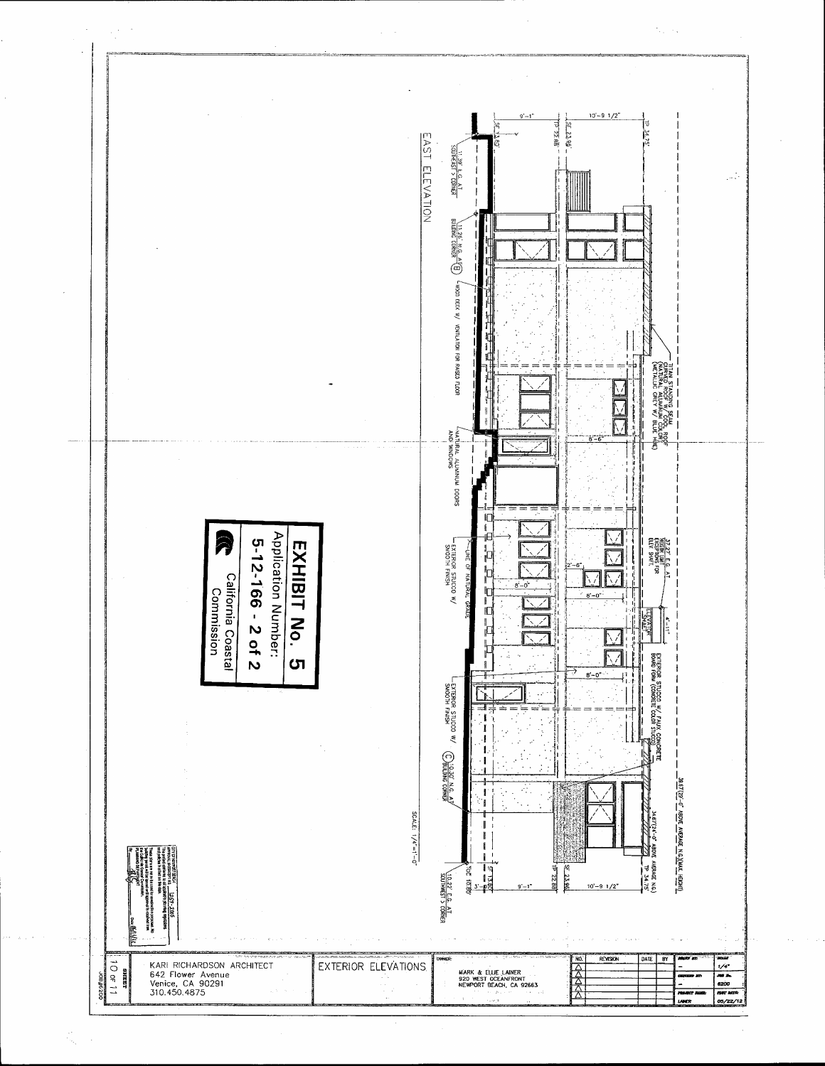EAST ELEVATION

SCALE: 1/4"=1'-0"

9'-1"

10'-9 1/2"

TP 34.75'

SF 23.86'

TP 22.88'

SF 13.89'

11.39' E.G. AT SOUTHEAST'S CORNER

11.26' N.G. AT (B) BUILDING CORNER

WOOD DECK W/ VENTILATION FOR RAISED FLOOR

TITAN STANDING SEAM CUPPED ROOF (COOL ROOF) (NATURAL ALUMINUM COLOR) (METALLIC GREY W/ BLUE HUE)

8'-6"

NATURAL ALUMINUM DOORS AND WINDOWS

EXTERIOR STUCCO W/ SMOOTH FINISH

LINE OF NATURAL GRADE

37.22' E.G. AT HEIGHT LIMIT EXCEPTIONS FOR ELEV. SHAFT

2'-6"

8'-0"

8'-0"

4'-11"

ELEVATOR SHAFT

8'-0"

EXTERIOR STUCCO W/ FAUX CONCRETE BOARD FORM (CONCRETE COLOR STUCCO)

EXTERIOR STUCCO W/ SMOOTH FINISH

(C) 10.30' N.G. AT BUILDING CORNER

38.67'(28'-0" ABOVE AVERAGE N.G.)(MAX. HEIGHT)

34.67'(24'-0" ABOVE AVERAGE N.G.)

TP 34.75'

SF 23.86'

TP 22.88'

SF 13.89'

F.F. 10.80'

10.22' E.G. AT SOUTHWEST'S CORNER

9'-1"

10'-9 1/2"

**EXHIBIT No. 5**

Application Number:

5-12-166 - 2 of 2

California Coastal Commission

KARI RICHARDSON ARCHITECT
642 Flower Avenue
Venice, CA 90291
310.450.4875

EXTERIOR ELEVATIONS

OWNER:
MARK & ELLIE LAINER
920 WEST OCEANFRONT
NEWPORT BEACH, CA 92663

| NO. | REVISION | DATE | BY |
|---|---|---|---|
| | | | |

SCALE: 1/4"

JOB No.: 6200

PROJECT NAME: LAINER

PRINT DATE: 05/22/12

SHEET 10 OF 11

JOB#6200